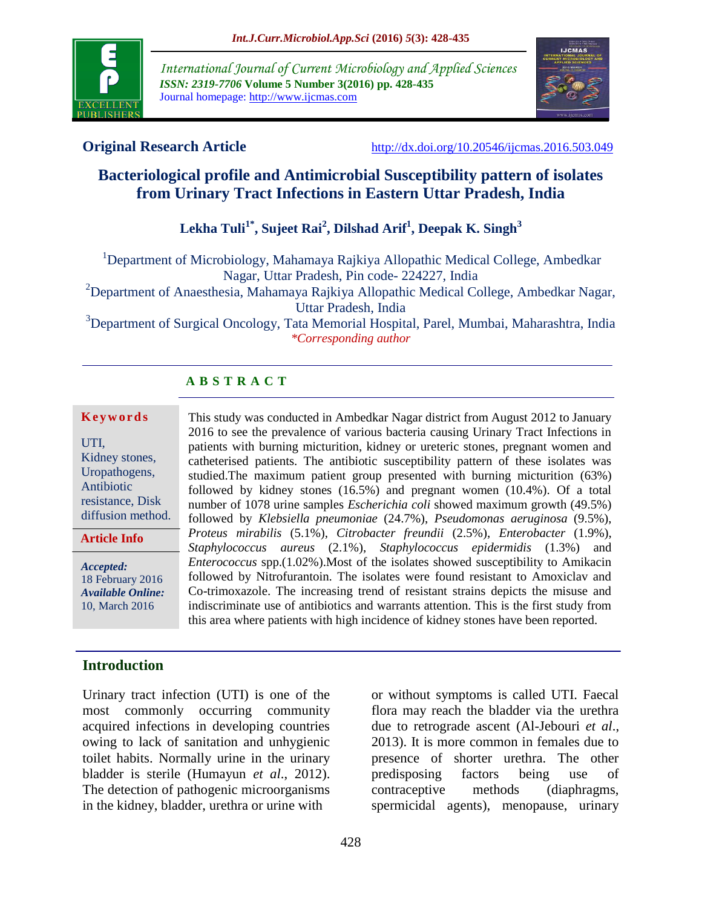**Original Research Article** http://dx.doi.org/10.20546/ijcmas.2016.503.049

# Bacteriological profile and Antimicrobial Susceptibility pattern of isolates from Urinary Tract Infections in Eastern Uttar Pradesh, India

**Lekha Tuli[1*], Sujeet Rai[2], Dilshad Arif[1], Deepak K. Singh[3]**

[1]Department of Microbiology, Mahamaya Rajkiya Allopathic Medical College, Ambedkar Nagar, Uttar Pradesh, Pin code- 224227, India
[2]Department of Anaesthesia, Mahamaya Rajkiya Allopathic Medical College, Ambedkar Nagar, Uttar Pradesh, India
[3]Department of Surgical Oncology, Tata Memorial Hospital, Parel, Mumbai, Maharashtra, India
*\*Corresponding author*

## A B S T R A C T

**Keywords**

UTI, Kidney stones, Uropathogens, Antibiotic resistance, Disk diffusion method.

**Article Info**

*Accepted:* 18 February 2016
*Available Online:* 10, March 2016

This study was conducted in Ambedkar Nagar district from August 2012 to January 2016 to see the prevalence of various bacteria causing Urinary Tract Infections in patients with burning micturition, kidney or ureteric stones, pregnant women and catheterised patients. The antibiotic susceptibility pattern of these isolates was studied.The maximum patient group presented with burning micturition (63%) followed by kidney stones (16.5%) and pregnant women (10.4%). Of a total number of 1078 urine samples *Escherichia coli* showed maximum growth (49.5%) followed by *Klebsiella pneumoniae* (24.7%), *Pseudomonas aeruginosa* (9.5%), *Proteus mirabilis* (5.1%), *Citrobacter freundii* (2.5%), *Enterobacter* (1.9%), *Staphylococcus aureus* (2.1%), *Staphylococcus epidermidis* (1.3%) and *Enterococcus* spp.(1.02%).Most of the isolates showed susceptibility to Amikacin followed by Nitrofurantoin. The isolates were found resistant to Amoxiclav and Co-trimoxazole. The increasing trend of resistant strains depicts the misuse and indiscriminate use of antibiotics and warrants attention. This is the first study from this area where patients with high incidence of kidney stones have been reported.

## Introduction

Urinary tract infection (UTI) is one of the most commonly occurring community acquired infections in developing countries owing to lack of sanitation and unhygienic toilet habits. Normally urine in the urinary bladder is sterile (Humayun *et al.*, 2012). The detection of pathogenic microorganisms in the kidney, bladder, urethra or urine with or without symptoms is called UTI. Faecal flora may reach the bladder via the urethra due to retrograde ascent (Al-Jebouri *et al.*, 2013). It is more common in females due to presence of shorter urethra. The other predisposing factors being use of contraceptive methods (diaphragms, spermicidal agents), menopause, urinary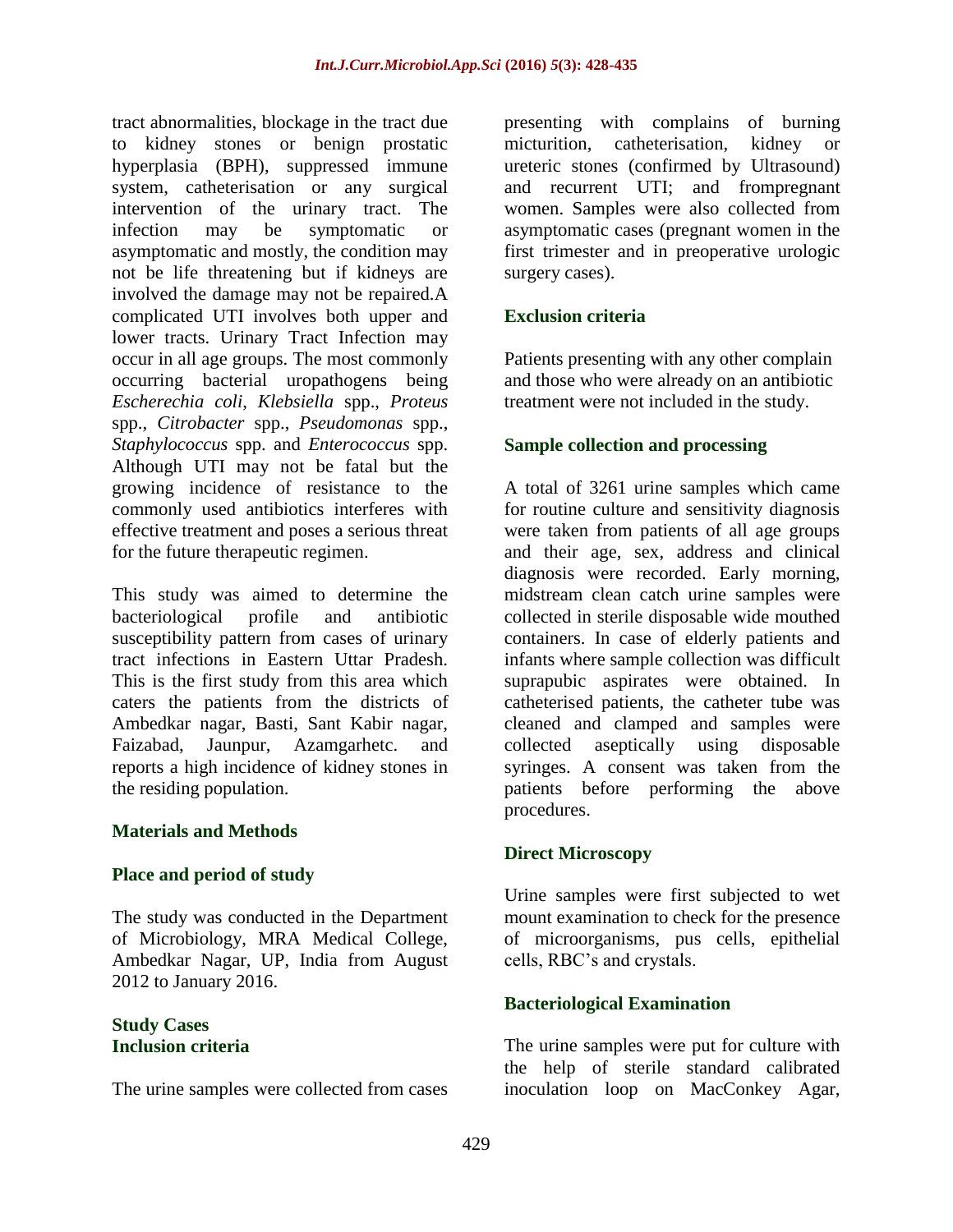tract abnormalities, blockage in the tract due to kidney stones or benign prostatic hyperplasia (BPH), suppressed immune system, catheterisation or any surgical intervention of the urinary tract. The infection may be symptomatic or asymptomatic and mostly, the condition may not be life threatening but if kidneys are involved the damage may not be repaired.A complicated UTI involves both upper and lower tracts. Urinary Tract Infection may occur in all age groups. The most commonly occurring bacterial uropathogens being *Escherechia coli*, *Klebsiella* spp., *Proteus* spp., *Citrobacter* spp., *Pseudomonas* spp., *Staphylococcus* spp. and *Enterococcus* spp. Although UTI may not be fatal but the growing incidence of resistance to the commonly used antibiotics interferes with effective treatment and poses a serious threat for the future therapeutic regimen.

This study was aimed to determine the bacteriological profile and antibiotic susceptibility pattern from cases of urinary tract infections in Eastern Uttar Pradesh. This is the first study from this area which caters the patients from the districts of Ambedkar nagar, Basti, Sant Kabir nagar, Faizabad, Jaunpur, Azamgarhetc. and reports a high incidence of kidney stones in the residing population.

## Materials and Methods

### Place and period of study

The study was conducted in the Department of Microbiology, MRA Medical College, Ambedkar Nagar, UP, India from August 2012 to January 2016.

### Study Cases

### Inclusion criteria

The urine samples were collected from cases presenting with complains of burning micturition, catheterisation, kidney or ureteric stones (confirmed by Ultrasound) and recurrent UTI; and frompregnant women. Samples were also collected from asymptomatic cases (pregnant women in the first trimester and in preoperative urologic surgery cases).

### Exclusion criteria

Patients presenting with any other complain and those who were already on an antibiotic treatment were not included in the study.

### Sample collection and processing

A total of 3261 urine samples which came for routine culture and sensitivity diagnosis were taken from patients of all age groups and their age, sex, address and clinical diagnosis were recorded. Early morning, midstream clean catch urine samples were collected in sterile disposable wide mouthed containers. In case of elderly patients and infants where sample collection was difficult suprapubic aspirates were obtained. In catheterised patients, the catheter tube was cleaned and clamped and samples were collected aseptically using disposable syringes. A consent was taken from the patients before performing the above procedures.

### Direct Microscopy

Urine samples were first subjected to wet mount examination to check for the presence of microorganisms, pus cells, epithelial cells, RBC's and crystals.

### Bacteriological Examination

The urine samples were put for culture with the help of sterile standard calibrated inoculation loop on MacConkey Agar,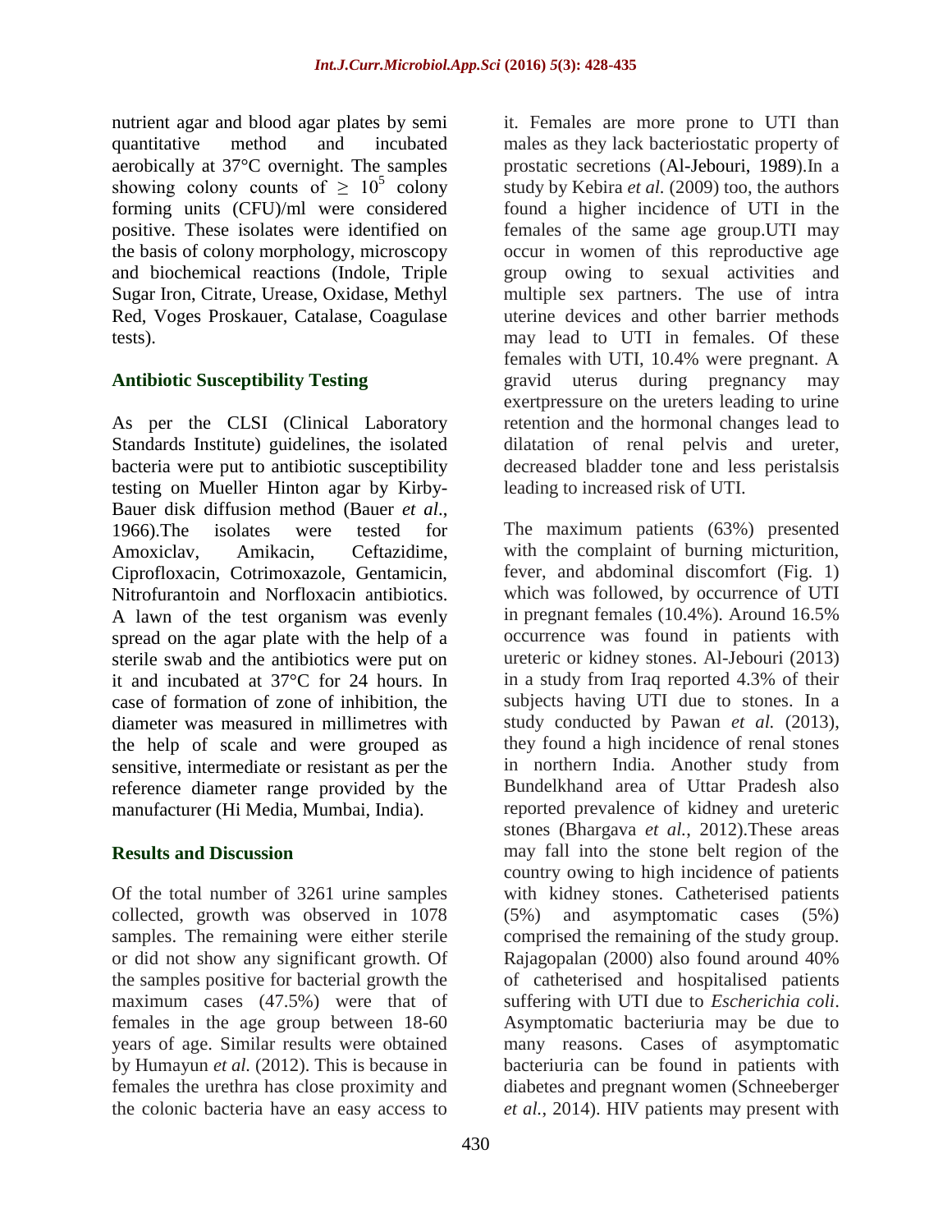nutrient agar and blood agar plates by semi quantitative method and incubated aerobically at 37°C overnight. The samples showing colony counts of $\geq 10^5$ colony forming units (CFU)/ml were considered positive. These isolates were identified on the basis of colony morphology, microscopy and biochemical reactions (Indole, Triple Sugar Iron, Citrate, Urease, Oxidase, Methyl Red, Voges Proskauer, Catalase, Coagulase tests).

## Antibiotic Susceptibility Testing

As per the CLSI (Clinical Laboratory Standards Institute) guidelines, the isolated bacteria were put to antibiotic susceptibility testing on Mueller Hinton agar by Kirby-Bauer disk diffusion method (Bauer *et al.*, 1966).The isolates were tested for Amoxiclav, Amikacin, Ceftazidime, Ciprofloxacin, Cotrimoxazole, Gentamicin, Nitrofurantoin and Norfloxacin antibiotics. A lawn of the test organism was evenly spread on the agar plate with the help of a sterile swab and the antibiotics were put on it and incubated at 37°C for 24 hours. In case of formation of zone of inhibition, the diameter was measured in millimetres with the help of scale and were grouped as sensitive, intermediate or resistant as per the reference diameter range provided by the manufacturer (Hi Media, Mumbai, India).

## Results and Discussion

Of the total number of 3261 urine samples collected, growth was observed in 1078 samples. The remaining were either sterile or did not show any significant growth. Of the samples positive for bacterial growth the maximum cases (47.5%) were that of females in the age group between 18-60 years of age. Similar results were obtained by Humayun *et al.* (2012). This is because in females the urethra has close proximity and the colonic bacteria have an easy access to it. Females are more prone to UTI than males as they lack bacteriostatic property of prostatic secretions (Al-Jebouri, 1989).In a study by Kebira *et al.* (2009) too, the authors found a higher incidence of UTI in the females of the same age group.UTI may occur in women of this reproductive age group owing to sexual activities and multiple sex partners. The use of intra uterine devices and other barrier methods may lead to UTI in females. Of these females with UTI, 10.4% were pregnant. A gravid uterus during pregnancy may exertpressure on the ureters leading to urine retention and the hormonal changes lead to dilatation of renal pelvis and ureter, decreased bladder tone and less peristalsis leading to increased risk of UTI.

The maximum patients (63%) presented with the complaint of burning micturition, fever, and abdominal discomfort (Fig. 1) which was followed, by occurrence of UTI in pregnant females (10.4%). Around 16.5% occurrence was found in patients with ureteric or kidney stones. Al-Jebouri (2013) in a study from Iraq reported 4.3% of their subjects having UTI due to stones. In a study conducted by Pawan *et al.* (2013), they found a high incidence of renal stones in northern India. Another study from Bundelkhand area of Uttar Pradesh also reported prevalence of kidney and ureteric stones (Bhargava *et al.*, 2012).These areas may fall into the stone belt region of the country owing to high incidence of patients with kidney stones. Catheterised patients (5%) and asymptomatic cases (5%) comprised the remaining of the study group. Rajagopalan (2000) also found around 40% of catheterised and hospitalised patients suffering with UTI due to *Escherichia coli*. Asymptomatic bacteriuria may be due to many reasons. Cases of asymptomatic bacteriuria can be found in patients with diabetes and pregnant women (Schneeberger *et al.*, 2014). HIV patients may present with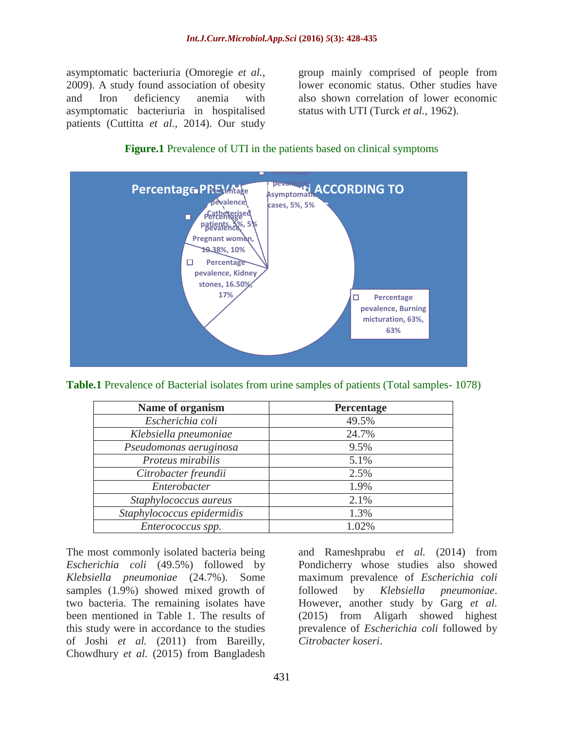asymptomatic bacteriuria (Omoregie *et al.*, 2009). A study found association of obesity and Iron deficiency anemia with asymptomatic bacteriuria in hospitalised patients (Cuttitta *et al.*, 2014). Our study group mainly comprised of people from lower economic status. Other studies have also shown correlation of lower economic status with UTI (Turck *et al.*, 1962).

**Figure.1** Prevalence of UTI in the patients based on clinical symptoms

Percentage PREVALENCE OF UTI ACCORDING TO SYMPTOMS

- Percentage pevalence, Burning micturation, 63%, 63%
- Percentage pevalence, Kidney stones, 16.50%, 17%
- Percentage pevalence, Pregnant women, 10.38%, 10%
- Percentage pevalence, Catheterised patients, 5%, 5%
- Percentage pevalence, Asymptomatic cases, 5%, 5%

**Table.1** Prevalence of Bacterial isolates from urine samples of patients (Total samples- 1078)

| Name of organism | Percentage |
|---|---|
| *Escherichia coli* | 49.5% |
| *Klebsiella pneumoniae* | 24.7% |
| *Pseudomonas aeruginosa* | 9.5% |
| *Proteus mirabilis* | 5.1% |
| *Citrobacter freundii* | 2.5% |
| *Enterobacter* | 1.9% |
| *Staphylococcus aureus* | 2.1% |
| *Staphylococcus epidermidis* | 1.3% |
| *Enterococcus spp.* | 1.02% |

The most commonly isolated bacteria being *Escherichia coli* (49.5%) followed by *Klebsiella pneumoniae* (24.7%). Some samples (1.9%) showed mixed growth of two bacteria. The remaining isolates have been mentioned in Table 1. The results of this study were in accordance to the studies of Joshi *et al.* (2011) from Bareilly, Chowdhury *et al.* (2015) from Bangladesh and Rameshprabu *et al.* (2014) from Pondicherry whose studies also showed maximum prevalence of *Escherichia coli* followed by *Klebsiella pneumoniae*. However, another study by Garg *et al.* (2015) from Aligarh showed highest prevalence of *Escherichia coli* followed by *Citrobacter koseri*.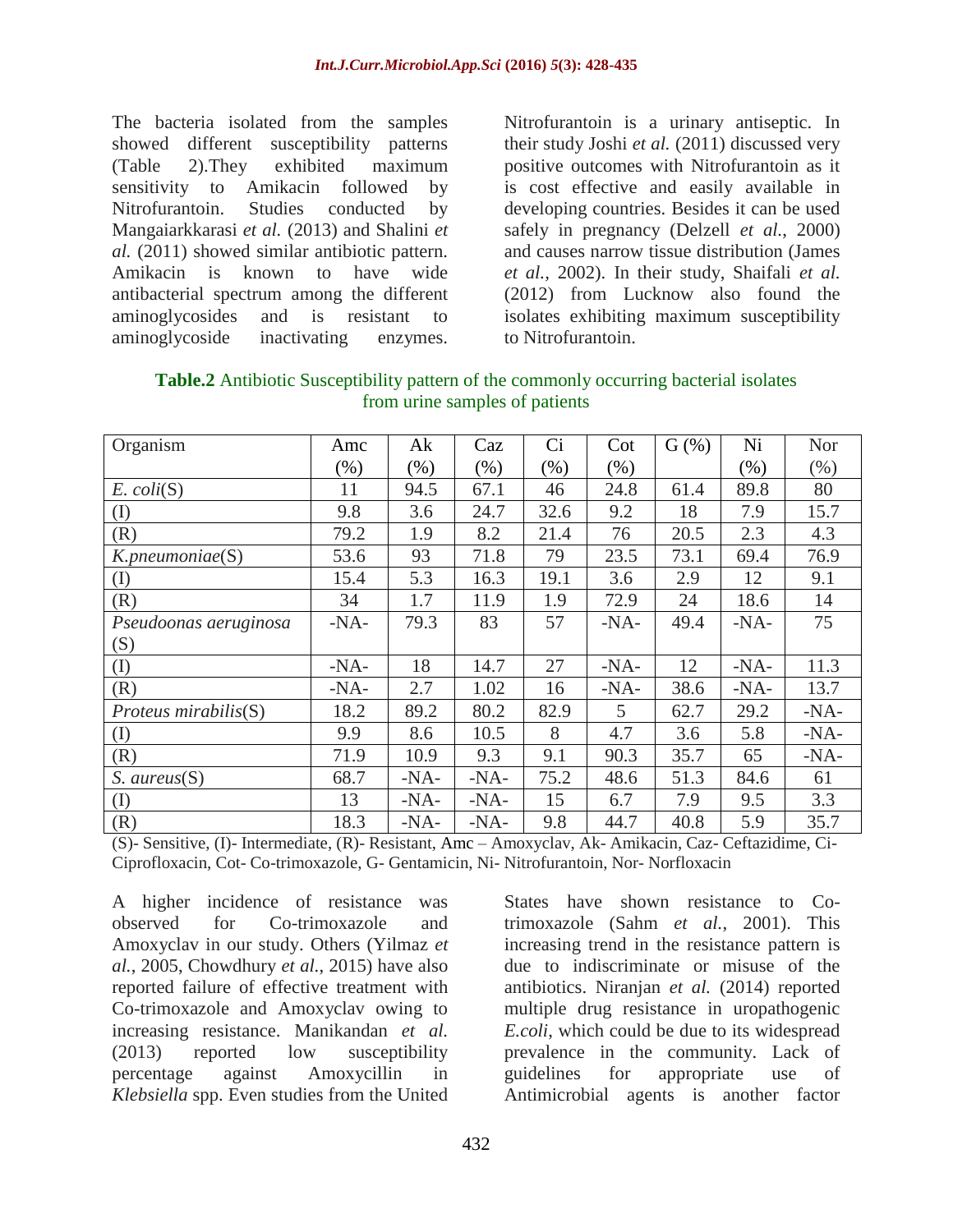The bacteria isolated from the samples showed different susceptibility patterns (Table 2).They exhibited maximum sensitivity to Amikacin followed by Nitrofurantoin. Studies conducted by Mangaiarkkarasi *et al.* (2013) and Shalini *et al.* (2011) showed similar antibiotic pattern. Amikacin is known to have wide antibacterial spectrum among the different aminoglycosides and is resistant to aminoglycoside inactivating enzymes. Nitrofurantoin is a urinary antiseptic. In their study Joshi *et al.* (2011) discussed very positive outcomes with Nitrofurantoin as it is cost effective and easily available in developing countries. Besides it can be used safely in pregnancy (Delzell *et al.*, 2000) and causes narrow tissue distribution (James *et al.*, 2002). In their study, Shaifali *et al.* (2012) from Lucknow also found the isolates exhibiting maximum susceptibility to Nitrofurantoin.

**Table.2** Antibiotic Susceptibility pattern of the commonly occurring bacterial isolates from urine samples of patients

| Organism | Amc (%) | Ak (%) | Caz (%) | Ci (%) | Cot (%) | G (%) | Ni (%) | Nor (%) |
|---|---|---|---|---|---|---|---|---|
| *E. coli*(S) | 11 | 94.5 | 67.1 | 46 | 24.8 | 61.4 | 89.8 | 80 |
| (I) | 9.8 | 3.6 | 24.7 | 32.6 | 9.2 | 18 | 7.9 | 15.7 |
| (R) | 79.2 | 1.9 | 8.2 | 21.4 | 76 | 20.5 | 2.3 | 4.3 |
| *K.pneumoniae*(S) | 53.6 | 93 | 71.8 | 79 | 23.5 | 73.1 | 69.4 | 76.9 |
| (I) | 15.4 | 5.3 | 16.3 | 19.1 | 3.6 | 2.9 | 12 | 9.1 |
| (R) | 34 | 1.7 | 11.9 | 1.9 | 72.9 | 24 | 18.6 | 14 |
| *Pseudoonas aeruginosa* (S) | -NA- | 79.3 | 83 | 57 | -NA- | 49.4 | -NA- | 75 |
| (I) | -NA- | 18 | 14.7 | 27 | -NA- | 12 | -NA- | 11.3 |
| (R) | -NA- | 2.7 | 1.02 | 16 | -NA- | 38.6 | -NA- | 13.7 |
| *Proteus mirabilis*(S) | 18.2 | 89.2 | 80.2 | 82.9 | 5 | 62.7 | 29.2 | -NA- |
| (I) | 9.9 | 8.6 | 10.5 | 8 | 4.7 | 3.6 | 5.8 | -NA- |
| (R) | 71.9 | 10.9 | 9.3 | 9.1 | 90.3 | 35.7 | 65 | -NA- |
| *S. aureus*(S) | 68.7 | -NA- | -NA- | 75.2 | 48.6 | 51.3 | 84.6 | 61 |
| (I) | 13 | -NA- | -NA- | 15 | 6.7 | 7.9 | 9.5 | 3.3 |
| (R) | 18.3 | -NA- | -NA- | 9.8 | 44.7 | 40.8 | 5.9 | 35.7 |

(S)- Sensitive, (I)- Intermediate, (R)- Resistant, Amc – Amoxyclav, Ak- Amikacin, Caz- Ceftazidime, Ci- Ciprofloxacin, Cot- Co-trimoxazole, G- Gentamicin, Ni- Nitrofurantoin, Nor- Norfloxacin

A higher incidence of resistance was observed for Co-trimoxazole and Amoxyclav in our study. Others (Yilmaz *et al.*, 2005, Chowdhury *et al.*, 2015) have also reported failure of effective treatment with Co-trimoxazole and Amoxyclav owing to increasing resistance. Manikandan *et al.* (2013) reported low susceptibility percentage against Amoxycillin in *Klebsiella* spp. Even studies from the United States have shown resistance to Co-trimoxazole (Sahm *et al.*, 2001). This increasing trend in the resistance pattern is due to indiscriminate or misuse of the antibiotics. Niranjan *et al.* (2014) reported multiple drug resistance in uropathogenic *E.coli*, which could be due to its widespread prevalence in the community. Lack of guidelines for appropriate use of Antimicrobial agents is another factor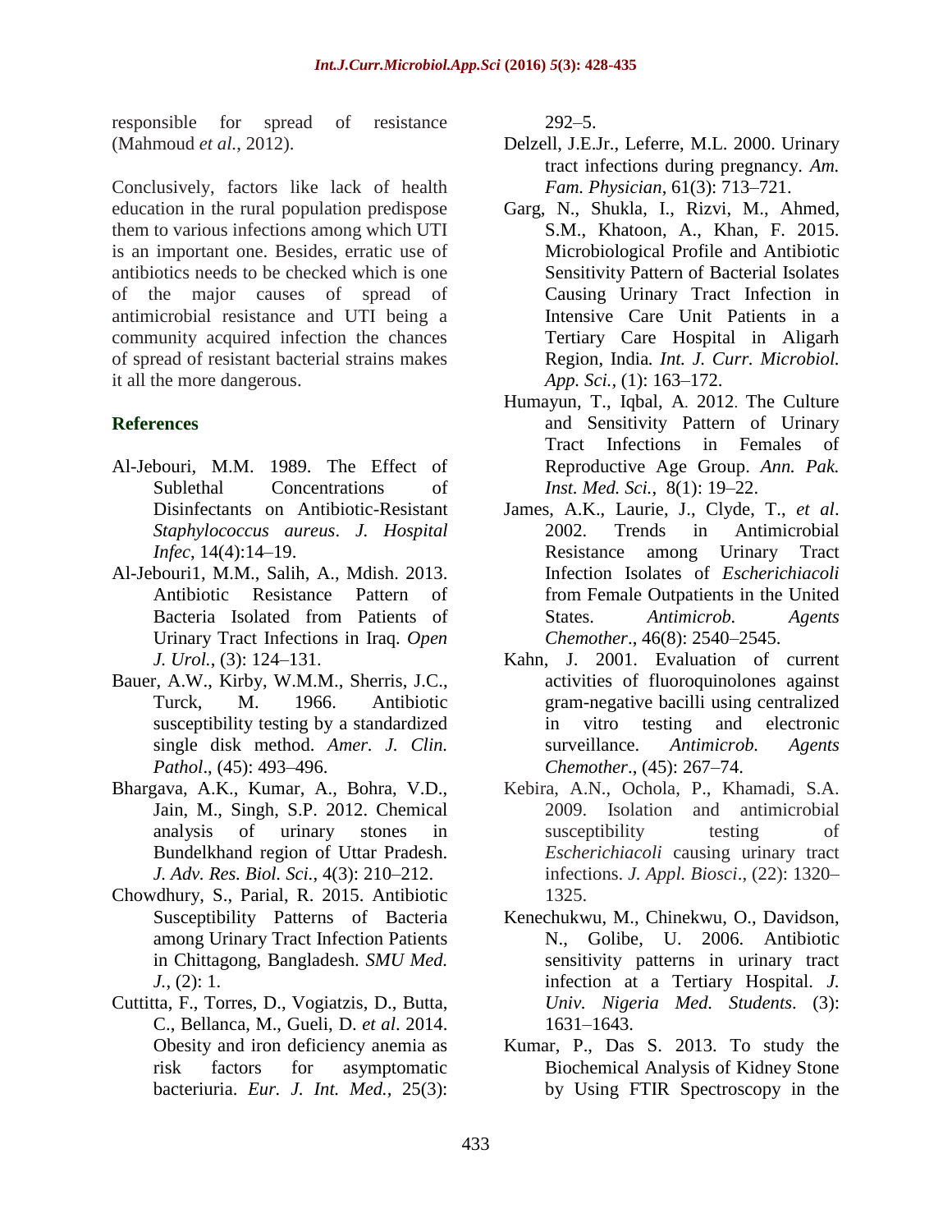responsible for spread of resistance (Mahmoud *et al.*, 2012).

Conclusively, factors like lack of health education in the rural population predispose them to various infections among which UTI is an important one. Besides, erratic use of antibiotics needs to be checked which is one of the major causes of spread of antimicrobial resistance and UTI being a community acquired infection the chances of spread of resistant bacterial strains makes it all the more dangerous.

## References

Al-Jebouri, M.M. 1989. The Effect of Sublethal Concentrations of Disinfectants on Antibiotic-Resistant *Staphylococcus aureus*. *J. Hospital Infec*, 14(4):14–19.

Al-Jebouri1, M.M., Salih, A., Mdish. 2013. Antibiotic Resistance Pattern of Bacteria Isolated from Patients of Urinary Tract Infections in Iraq. *Open J. Urol.*, (3): 124–131.

Bauer, A.W., Kirby, W.M.M., Sherris, J.C., Turck, M. 1966. Antibiotic susceptibility testing by a standardized single disk method. *Amer. J. Clin. Pathol*., (45): 493–496.

Bhargava, A.K., Kumar, A., Bohra, V.D., Jain, M., Singh, S.P. 2012. Chemical analysis of urinary stones in Bundelkhand region of Uttar Pradesh. *J. Adv. Res. Biol. Sci.*, 4(3): 210–212.

Chowdhury, S., Parial, R. 2015. Antibiotic Susceptibility Patterns of Bacteria among Urinary Tract Infection Patients in Chittagong, Bangladesh. *SMU Med. J.*, (2): 1.

Cuttitta, F., Torres, D., Vogiatzis, D., Butta, C., Bellanca, M., Gueli, D. *et al*. 2014. Obesity and iron deficiency anemia as risk factors for asymptomatic bacteriuria. *Eur. J. Int. Med.*, 25(3): 292–5.

Delzell, J.E.Jr., Leferre, M.L. 2000. Urinary tract infections during pregnancy. *Am. Fam. Physician*, 61(3): 713–721.

Garg, N., Shukla, I., Rizvi, M., Ahmed, S.M., Khatoon, A., Khan, F. 2015. Microbiological Profile and Antibiotic Sensitivity Pattern of Bacterial Isolates Causing Urinary Tract Infection in Intensive Care Unit Patients in a Tertiary Care Hospital in Aligarh Region, India. *Int. J. Curr. Microbiol. App. Sci.*, (1): 163–172.

Humayun, T., Iqbal, A. 2012. The Culture and Sensitivity Pattern of Urinary Tract Infections in Females of Reproductive Age Group. *Ann. Pak. Inst. Med. Sci.*, 8(1): 19–22.

James, A.K., Laurie, J., Clyde, T., *et al*. 2002. Trends in Antimicrobial Resistance among Urinary Tract Infection Isolates of *Escherichiacoli* from Female Outpatients in the United States. *Antimicrob. Agents Chemother*., 46(8): 2540–2545.

Kahn, J. 2001. Evaluation of current activities of fluoroquinolones against gram-negative bacilli using centralized in vitro testing and electronic surveillance. *Antimicrob. Agents Chemother*., (45): 267–74.

Kebira, A.N., Ochola, P., Khamadi, S.A. 2009. Isolation and antimicrobial susceptibility testing of *Escherichiacoli* causing urinary tract infections. *J. Appl. Biosci*., (22): 1320–1325.

Kenechukwu, M., Chinekwu, O., Davidson, N., Golibe, U. 2006. Antibiotic sensitivity patterns in urinary tract infection at a Tertiary Hospital. *J. Univ. Nigeria Med. Students*. (3): 1631–1643.

Kumar, P., Das S. 2013. To study the Biochemical Analysis of Kidney Stone by Using FTIR Spectroscopy in the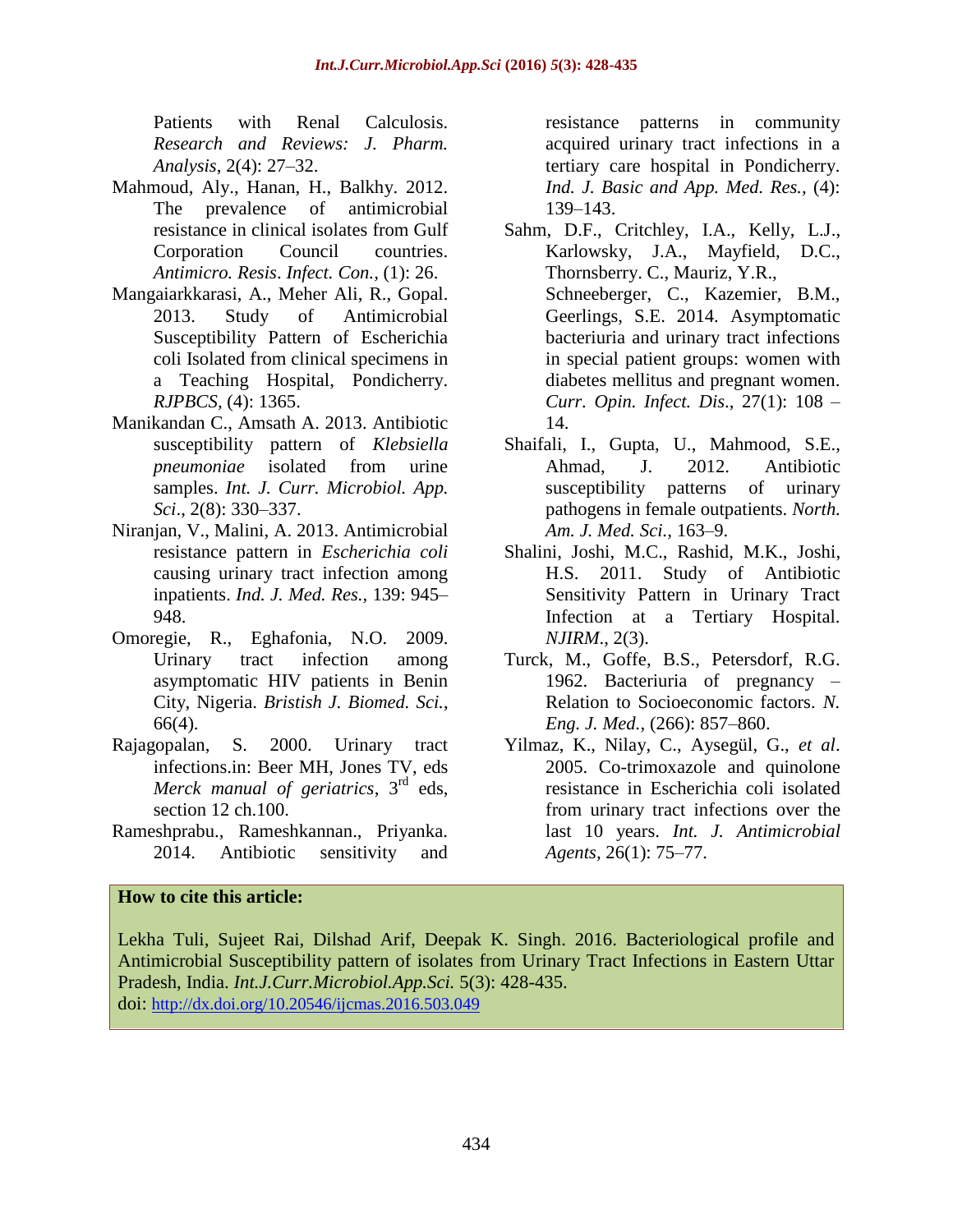Patients with Renal Calculosis. *Research and Reviews: J. Pharm. Analysis*, 2(4): 27–32.

Mahmoud, Aly., Hanan, H., Balkhy. 2012. The prevalence of antimicrobial resistance in clinical isolates from Gulf Corporation Council countries. *Antimicro. Resis*. *Infect. Con.,* (1): 26.

Mangaiarkkarasi, A., Meher Ali, R., Gopal. 2013. Study of Antimicrobial Susceptibility Pattern of Escherichia coli Isolated from clinical specimens in a Teaching Hospital, Pondicherry. *RJPBCS,* (4): 1365.

Manikandan C., Amsath A. 2013. Antibiotic susceptibility pattern of *Klebsiella pneumoniae* isolated from urine samples. *Int. J. Curr. Microbiol. App. Sci*., 2(8): 330–337.

Niranjan, V., Malini, A. 2013. Antimicrobial resistance pattern in *Escherichia coli* causing urinary tract infection among inpatients. *Ind. J. Med. Res.,* 139: 945–948.

Omoregie, R., Eghafonia, N.O. 2009. Urinary tract infection among asymptomatic HIV patients in Benin City, Nigeria. *Bristish J. Biomed. Sci.*, 66(4).

Rajagopalan, S. 2000. Urinary tract infections.in: Beer MH, Jones TV, eds *Merck manual of geriatrics*, 3rd eds, section 12 ch.100.

Rameshprabu., Rameshkannan., Priyanka. 2014. Antibiotic sensitivity and resistance patterns in community acquired urinary tract infections in a tertiary care hospital in Pondicherry. *Ind. J. Basic and App. Med. Res.,* (4): 139–143.

Sahm, D.F., Critchley, I.A., Kelly, L.J., Karlowsky, J.A., Mayfield, D.C., Thornsberry. C., Mauriz, Y.R., Schneeberger, C., Kazemier, B.M., Geerlings, S.E. 2014. Asymptomatic bacteriuria and urinary tract infections in special patient groups: women with diabetes mellitus and pregnant women. *Curr. Opin. Infect. Dis*., 27(1): 108 – 14.

Shaifali, I., Gupta, U., Mahmood, S.E., Ahmad, J. 2012. Antibiotic susceptibility patterns of urinary pathogens in female outpatients. *North. Am. J. Med. Sci.,* 163–9.

Shalini, Joshi, M.C., Rashid, M.K., Joshi, H.S. 2011. Study of Antibiotic Sensitivity Pattern in Urinary Tract Infection at a Tertiary Hospital. *NJIRM.,* 2(3).

Turck, M., Goffe, B.S., Petersdorf, R.G. 1962. Bacteriuria of pregnancy – Relation to Socioeconomic factors. *N. Eng. J. Med.,* (266): 857–860.

Yilmaz, K., Nilay, C., Aysegül, G., *et al*. 2005. Co-trimoxazole and quinolone resistance in Escherichia coli isolated from urinary tract infections over the last 10 years. *Int. J. Antimicrobial Agents,* 26(1): 75–77.

**How to cite this article:**

Lekha Tuli, Sujeet Rai, Dilshad Arif, Deepak K. Singh. 2016. Bacteriological profile and Antimicrobial Susceptibility pattern of isolates from Urinary Tract Infections in Eastern Uttar Pradesh, India. *Int.J.Curr.Microbiol.App.Sci.* 5(3): 428-435.
doi: http://dx.doi.org/10.20546/ijcmas.2016.503.049